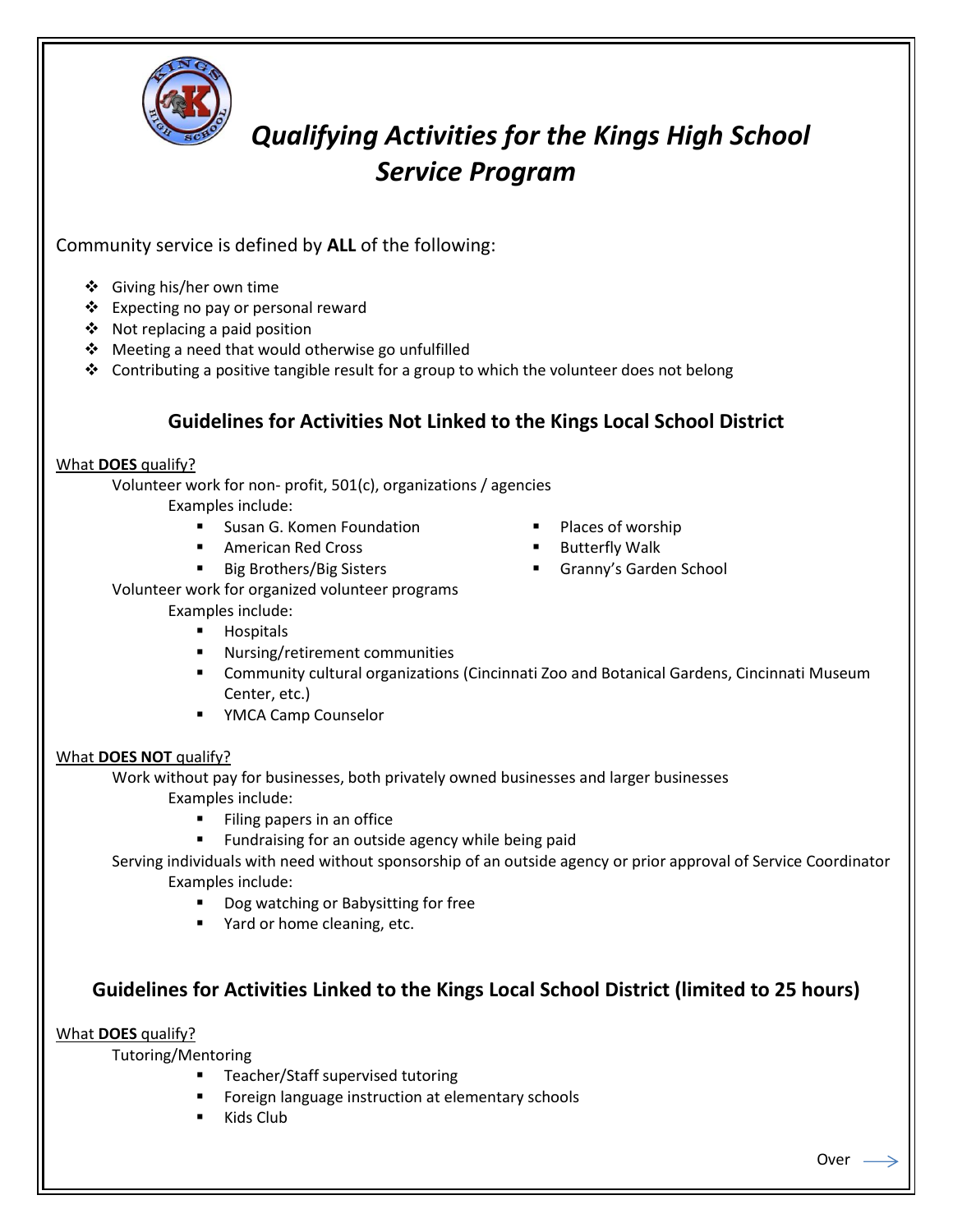# *Qualifying Activities for the Kings High School Service Program*

Community service is defined by **ALL** of the following:

- Giving his/her own time
- Expecting no pay or personal reward
- Not replacing a paid position
- Meeting a need that would otherwise go unfulfilled
- Contributing a positive tangible result for a group to which the volunteer does not belong

## Guidelines for Activities Not Linked to the Kings Local School District

<u>What **DOES** qualify?</u>

Volunteer work for non- profit, 501(c), organizations / agencies

Examples include:

- Susan G. Komen Foundation
- American Red Cross
- Big Brothers/Big Sisters
- Places of worship
- Butterfly Walk
- Granny's Garden School

Volunteer work for organized volunteer programs

Examples include:

- Hospitals
- Nursing/retirement communities
- Community cultural organizations (Cincinnati Zoo and Botanical Gardens, Cincinnati Museum Center, etc.)
- YMCA Camp Counselor

<u>What **DOES NOT** qualify?</u>

Work without pay for businesses, both privately owned businesses and larger businesses

Examples include:

- Filing papers in an office
- Fundraising for an outside agency while being paid

Serving individuals with need without sponsorship of an outside agency or prior approval of Service Coordinator

Examples include:

- Dog watching or Babysitting for free
- Yard or home cleaning, etc.

## Guidelines for Activities Linked to the Kings Local School District (limited to 25 hours)

<u>What **DOES** qualify?</u>

Tutoring/Mentoring

- Teacher/Staff supervised tutoring
- Foreign language instruction at elementary schools
- Kids Club

Over →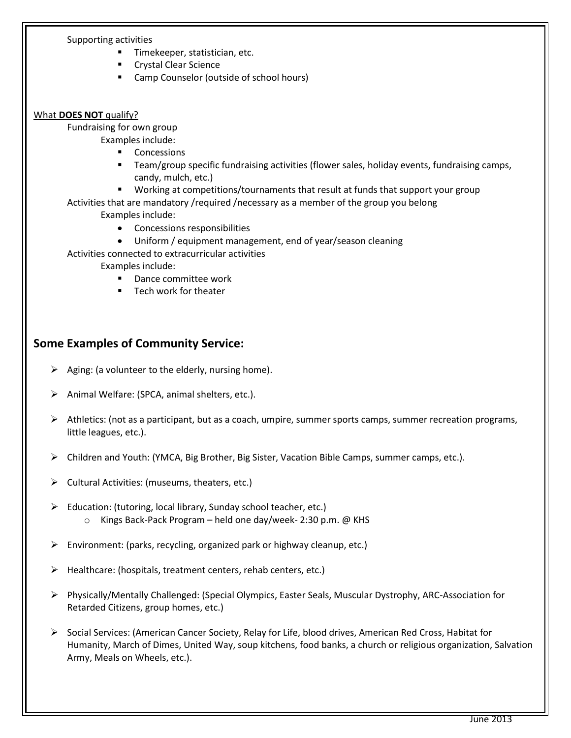Supporting activities

- Timekeeper, statistician, etc.
- Crystal Clear Science
- Camp Counselor (outside of school hours)

<u>What **DOES NOT** qualify?</u>

Fundraising for own group

Examples include:

- Concessions
- Team/group specific fundraising activities (flower sales, holiday events, fundraising camps, candy, mulch, etc.)
- Working at competitions/tournaments that result at funds that support your group

Activities that are mandatory /required /necessary as a member of the group you belong

Examples include:

- Concessions responsibilities
- Uniform / equipment management, end of year/season cleaning

Activities connected to extracurricular activities

Examples include:

- Dance committee work
- Tech work for theater

## Some Examples of Community Service:

- Aging: (a volunteer to the elderly, nursing home).
- Animal Welfare: (SPCA, animal shelters, etc.).
- Athletics: (not as a participant, but as a coach, umpire, summer sports camps, summer recreation programs, little leagues, etc.).
- Children and Youth: (YMCA, Big Brother, Big Sister, Vacation Bible Camps, summer camps, etc.).
- Cultural Activities: (museums, theaters, etc.)
- Education: (tutoring, local library, Sunday school teacher, etc.)
  - Kings Back-Pack Program – held one day/week- 2:30 p.m. @ KHS
- Environment: (parks, recycling, organized park or highway cleanup, etc.)
- Healthcare: (hospitals, treatment centers, rehab centers, etc.)
- Physically/Mentally Challenged: (Special Olympics, Easter Seals, Muscular Dystrophy, ARC-Association for Retarded Citizens, group homes, etc.)
- Social Services: (American Cancer Society, Relay for Life, blood drives, American Red Cross, Habitat for Humanity, March of Dimes, United Way, soup kitchens, food banks, a church or religious organization, Salvation Army, Meals on Wheels, etc.).

June 2013